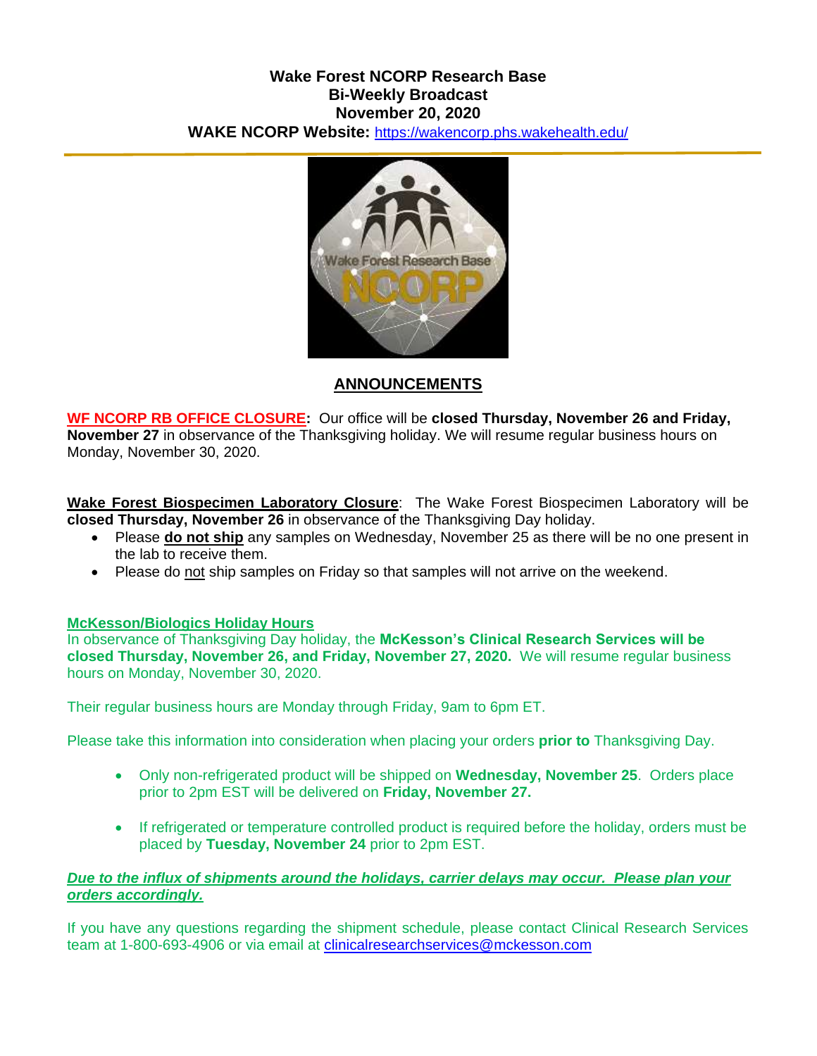**Wake Forest NCORP Research Base**
**Bi-Weekly Broadcast**
**November 20, 2020**
**WAKE NCORP Website:** https://wakencorp.phs.wakehealth.edu/

## ANNOUNCEMENTS

**WF NCORP RB OFFICE CLOSURE:** Our office will be **closed Thursday, November 26 and Friday, November 27** in observance of the Thanksgiving holiday. We will resume regular business hours on Monday, November 30, 2020.

**Wake Forest Biospecimen Laboratory Closure**: The Wake Forest Biospecimen Laboratory will be **closed Thursday, November 26** in observance of the Thanksgiving Day holiday.

- Please **do not ship** any samples on Wednesday, November 25 as there will be no one present in the lab to receive them.
- Please do not ship samples on Friday so that samples will not arrive on the weekend.

**McKesson/Biologics Holiday Hours**

In observance of Thanksgiving Day holiday, the **McKesson's Clinical Research Services will be closed Thursday, November 26, and Friday, November 27, 2020.** We will resume regular business hours on Monday, November 30, 2020.

Their regular business hours are Monday through Friday, 9am to 6pm ET.

Please take this information into consideration when placing your orders **prior to** Thanksgiving Day.

- Only non-refrigerated product will be shipped on **Wednesday, November 25**. Orders place prior to 2pm EST will be delivered on **Friday, November 27.**
- If refrigerated or temperature controlled product is required before the holiday, orders must be placed by **Tuesday, November 24** prior to 2pm EST.

***Due to the influx of shipments around the holidays, carrier delays may occur. Please plan your orders accordingly.***

If you have any questions regarding the shipment schedule, please contact Clinical Research Services team at 1-800-693-4906 or via email at clinicalresearchservices@mckesson.com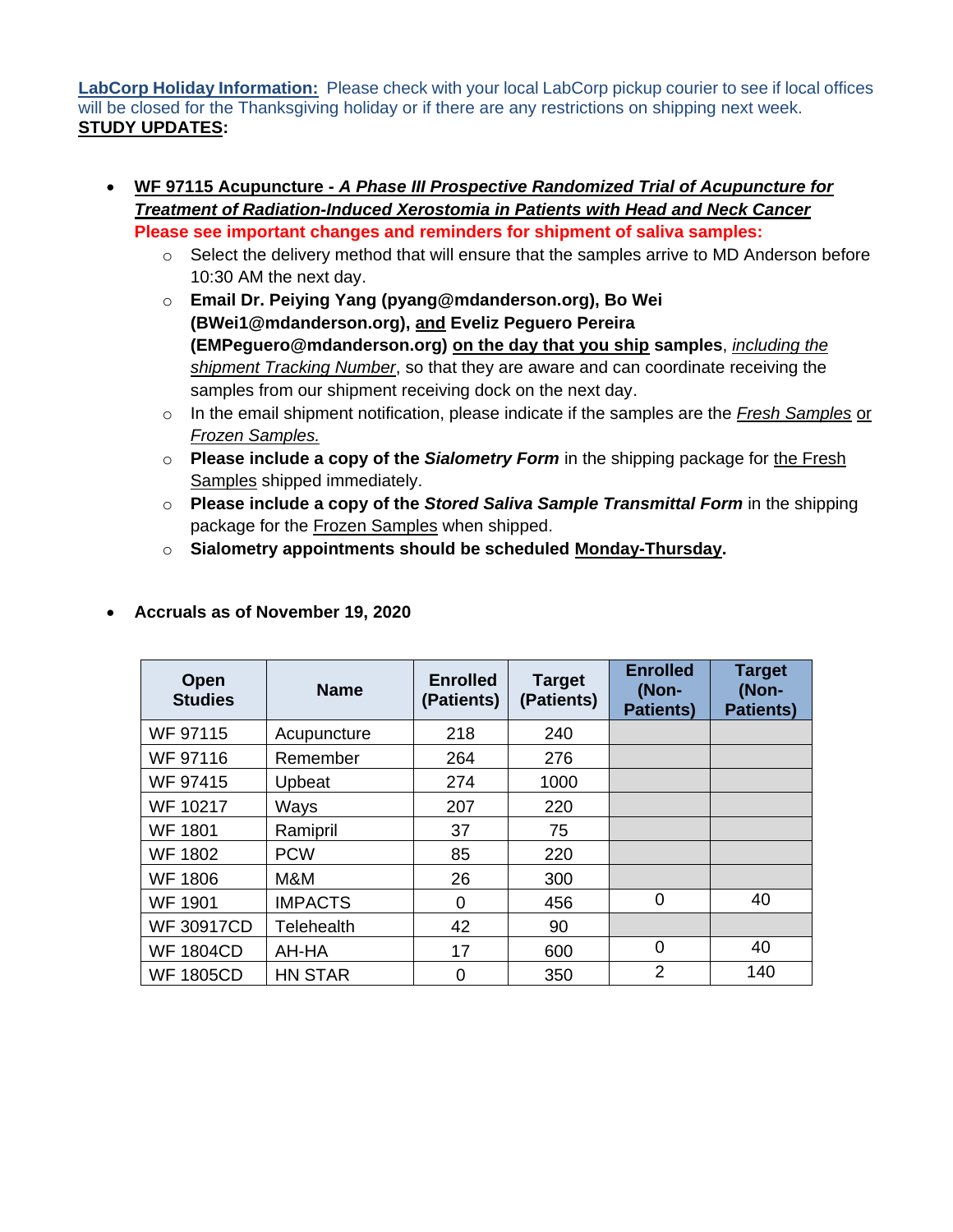**LabCorp Holiday Information:** Please check with your local LabCorp pickup courier to see if local offices will be closed for the Thanksgiving holiday or if there are any restrictions on shipping next week.

**STUDY UPDATES:**

- **WF 97115 Acupuncture - *A Phase III Prospective Randomized Trial of Acupuncture for Treatment of Radiation-Induced Xerostomia in Patients with Head and Neck Cancer***

  **Please see important changes and reminders for shipment of saliva samples:**
  - Select the delivery method that will ensure that the samples arrive to MD Anderson before 10:30 AM the next day.
  - **Email Dr. Peiying Yang (pyang@mdanderson.org), Bo Wei (BWei1@mdanderson.org), and Eveliz Peguero Pereira (EMPeguero@mdanderson.org) on the day that you ship samples**, *including the shipment Tracking Number*, so that they are aware and can coordinate receiving the samples from our shipment receiving dock on the next day.
  - In the email shipment notification, please indicate if the samples are the *Fresh Samples* or *Frozen Samples.*
  - **Please include a copy of the *Sialometry Form*** in the shipping package for the Fresh Samples shipped immediately.
  - **Please include a copy of the *Stored Saliva Sample Transmittal Form*** in the shipping package for the Frozen Samples when shipped.
  - **Sialometry appointments should be scheduled Monday-Thursday.**

- **Accruals as of November 19, 2020**

| Open Studies | Name | Enrolled (Patients) | Target (Patients) | Enrolled (Non-Patients) | Target (Non-Patients) |
|---|---|---|---|---|---|
| WF 97115 | Acupuncture | 218 | 240 | | |
| WF 97116 | Remember | 264 | 276 | | |
| WF 97415 | Upbeat | 274 | 1000 | | |
| WF 10217 | Ways | 207 | 220 | | |
| WF 1801 | Ramipril | 37 | 75 | | |
| WF 1802 | PCW | 85 | 220 | | |
| WF 1806 | M&M | 26 | 300 | | |
| WF 1901 | IMPACTS | 0 | 456 | 0 | 40 |
| WF 30917CD | Telehealth | 42 | 90 | | |
| WF 1804CD | AH-HA | 17 | 600 | 0 | 40 |
| WF 1805CD | HN STAR | 0 | 350 | 2 | 140 |